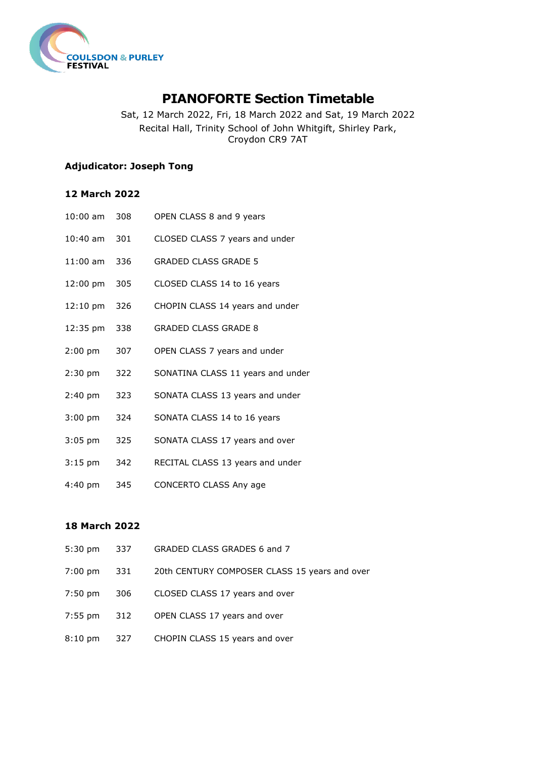COULSDON & PURLEY FESTIVAL

# PIANOFORTE Section Timetable

Sat, 12 March 2022, Fri, 18 March 2022 and Sat, 19 March 2022
Recital Hall, Trinity School of John Whitgift, Shirley Park,
Croydon CR9 7AT

**Adjudicator: Joseph Tong**

**12 March 2022**

| | | |
|---|---|---|
| 10:00 am | 308 | OPEN CLASS 8 and 9 years |
| 10:40 am | 301 | CLOSED CLASS 7 years and under |
| 11:00 am | 336 | GRADED CLASS GRADE 5 |
| 12:00 pm | 305 | CLOSED CLASS 14 to 16 years |
| 12:10 pm | 326 | CHOPIN CLASS 14 years and under |
| 12:35 pm | 338 | GRADED CLASS GRADE 8 |
| 2:00 pm | 307 | OPEN CLASS 7 years and under |
| 2:30 pm | 322 | SONATINA CLASS 11 years and under |
| 2:40 pm | 323 | SONATA CLASS 13 years and under |
| 3:00 pm | 324 | SONATA CLASS 14 to 16 years |
| 3:05 pm | 325 | SONATA CLASS 17 years and over |
| 3:15 pm | 342 | RECITAL CLASS 13 years and under |
| 4:40 pm | 345 | CONCERTO CLASS Any age |

**18 March 2022**

| | | |
|---|---|---|
| 5:30 pm | 337 | GRADED CLASS GRADES 6 and 7 |
| 7:00 pm | 331 | 20th CENTURY COMPOSER CLASS 15 years and over |
| 7:50 pm | 306 | CLOSED CLASS 17 years and over |
| 7:55 pm | 312 | OPEN CLASS 17 years and over |
| 8:10 pm | 327 | CHOPIN CLASS 15 years and over |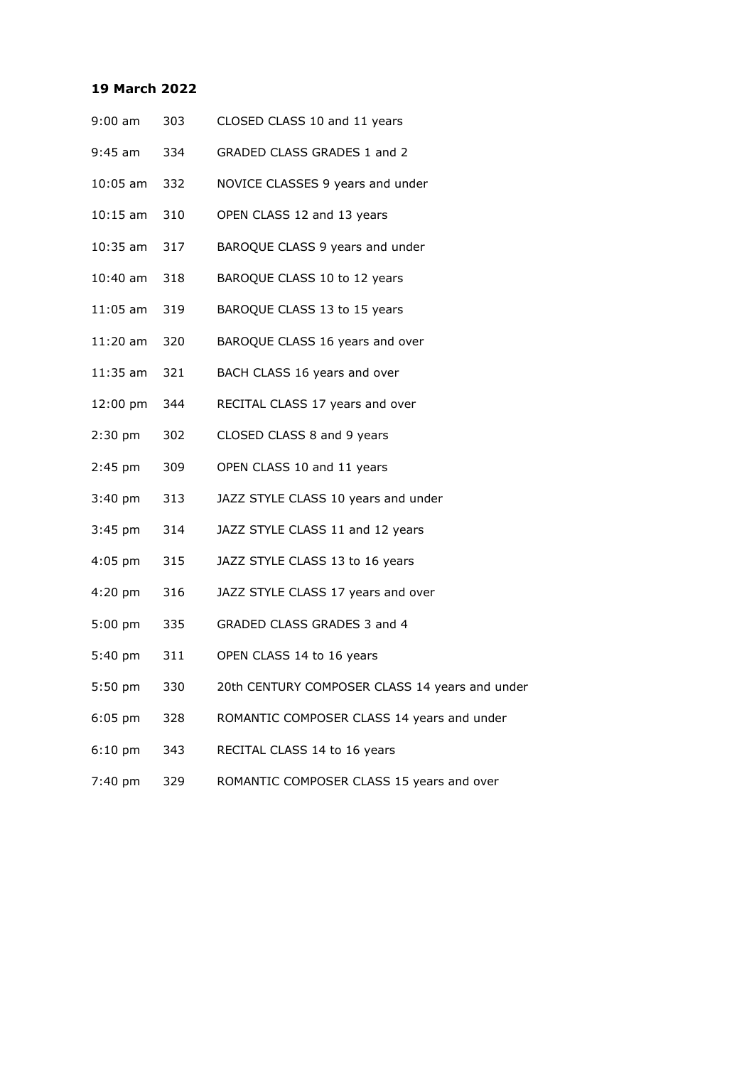**19 March 2022**

| | | |
|---|---|---|
| 9:00 am | 303 | CLOSED CLASS 10 and 11 years |
| 9:45 am | 334 | GRADED CLASS GRADES 1 and 2 |
| 10:05 am | 332 | NOVICE CLASSES 9 years and under |
| 10:15 am | 310 | OPEN CLASS 12 and 13 years |
| 10:35 am | 317 | BAROQUE CLASS 9 years and under |
| 10:40 am | 318 | BAROQUE CLASS 10 to 12 years |
| 11:05 am | 319 | BAROQUE CLASS 13 to 15 years |
| 11:20 am | 320 | BAROQUE CLASS 16 years and over |
| 11:35 am | 321 | BACH CLASS 16 years and over |
| 12:00 pm | 344 | RECITAL CLASS 17 years and over |
| 2:30 pm | 302 | CLOSED CLASS 8 and 9 years |
| 2:45 pm | 309 | OPEN CLASS 10 and 11 years |
| 3:40 pm | 313 | JAZZ STYLE CLASS 10 years and under |
| 3:45 pm | 314 | JAZZ STYLE CLASS 11 and 12 years |
| 4:05 pm | 315 | JAZZ STYLE CLASS 13 to 16 years |
| 4:20 pm | 316 | JAZZ STYLE CLASS 17 years and over |
| 5:00 pm | 335 | GRADED CLASS GRADES 3 and 4 |
| 5:40 pm | 311 | OPEN CLASS 14 to 16 years |
| 5:50 pm | 330 | 20th CENTURY COMPOSER CLASS 14 years and under |
| 6:05 pm | 328 | ROMANTIC COMPOSER CLASS 14 years and under |
| 6:10 pm | 343 | RECITAL CLASS 14 to 16 years |
| 7:40 pm | 329 | ROMANTIC COMPOSER CLASS 15 years and over |